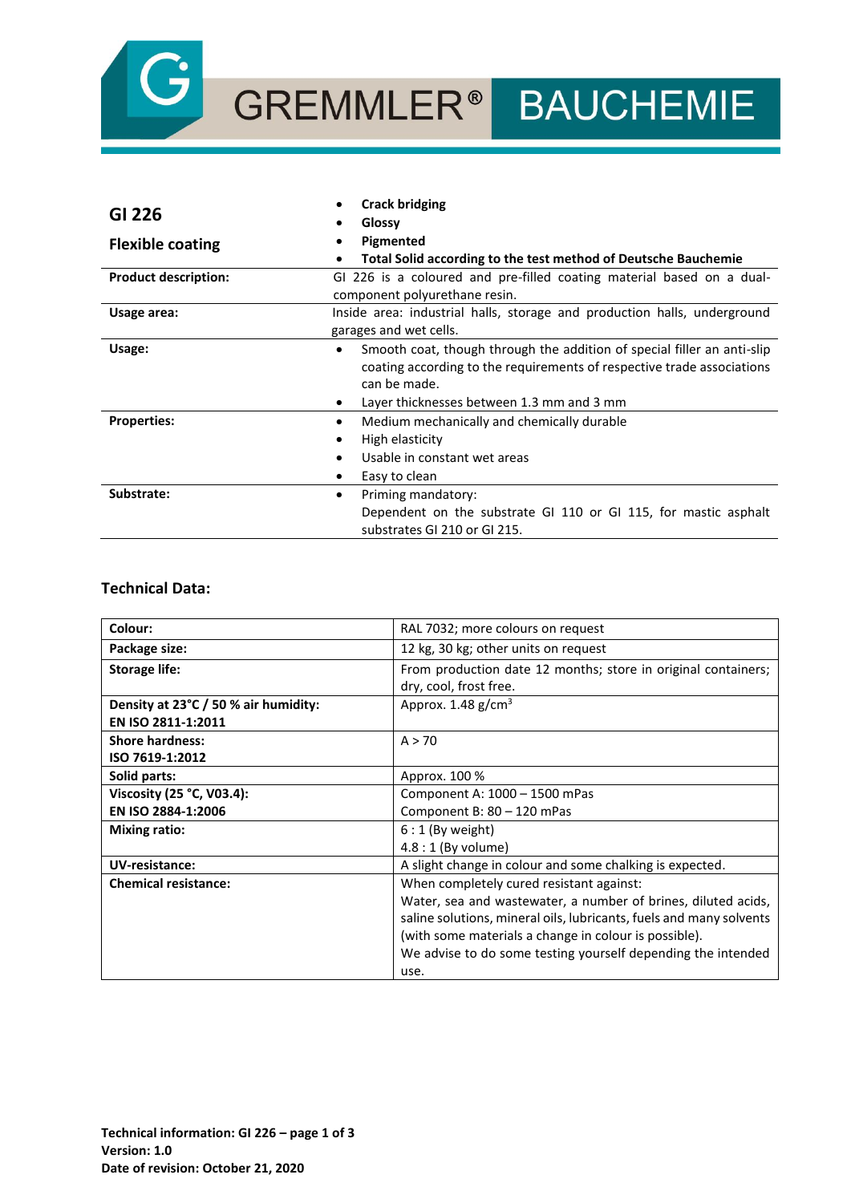GREMMLER® BAUCHEMIE

| **GI 226**<br><br>**Flexible coating** | • **Crack bridging**<br>• **Glossy**<br>• **Pigmented**<br>• **Total Solid according to the test method of Deutsche Bauchemie** |
|---|---|
| **Product description:** | GI 226 is a coloured and pre-filled coating material based on a dual-component polyurethane resin. |
| **Usage area:** | Inside area: industrial halls, storage and production halls, underground garages and wet cells. |
| **Usage:** | • Smooth coat, though through the addition of special filler an anti-slip coating according to the requirements of respective trade associations can be made.<br>• Layer thicknesses between 1.3 mm and 3 mm |
| **Properties:** | • Medium mechanically and chemically durable<br>• High elasticity<br>• Usable in constant wet areas<br>• Easy to clean |
| **Substrate:** | • Priming mandatory:<br>Dependent on the substrate GI 110 or GI 115, for mastic asphalt substrates GI 210 or GI 215. |

## Technical Data:

| **Colour:** | RAL 7032; more colours on request |
|---|---|
| **Package size:** | 12 kg, 30 kg; other units on request |
| **Storage life:** | From production date 12 months; store in original containers; dry, cool, frost free. |
| **Density at 23°C / 50 % air humidity:**<br>**EN ISO 2811-1:2011** | Approx. 1.48 g/cm$^3$ |
| **Shore hardness:**<br>**ISO 7619-1:2012** | A > 70 |
| **Solid parts:** | Approx. 100 % |
| **Viscosity (25 °C, V03.4):**<br>**EN ISO 2884-1:2006** | Component A: 1000 – 1500 mPas<br>Component B: 80 – 120 mPas |
| **Mixing ratio:** | 6 : 1 (By weight)<br>4.8 : 1 (By volume) |
| **UV-resistance:** | A slight change in colour and some chalking is expected. |
| **Chemical resistance:** | When completely cured resistant against:<br>Water, sea and wastewater, a number of brines, diluted acids, saline solutions, mineral oils, lubricants, fuels and many solvents (with some materials a change in colour is possible).<br>We advise to do some testing yourself depending the intended use. |

**Technical information: GI 226 – page 1 of 3**
**Version: 1.0**
**Date of revision: October 21, 2020**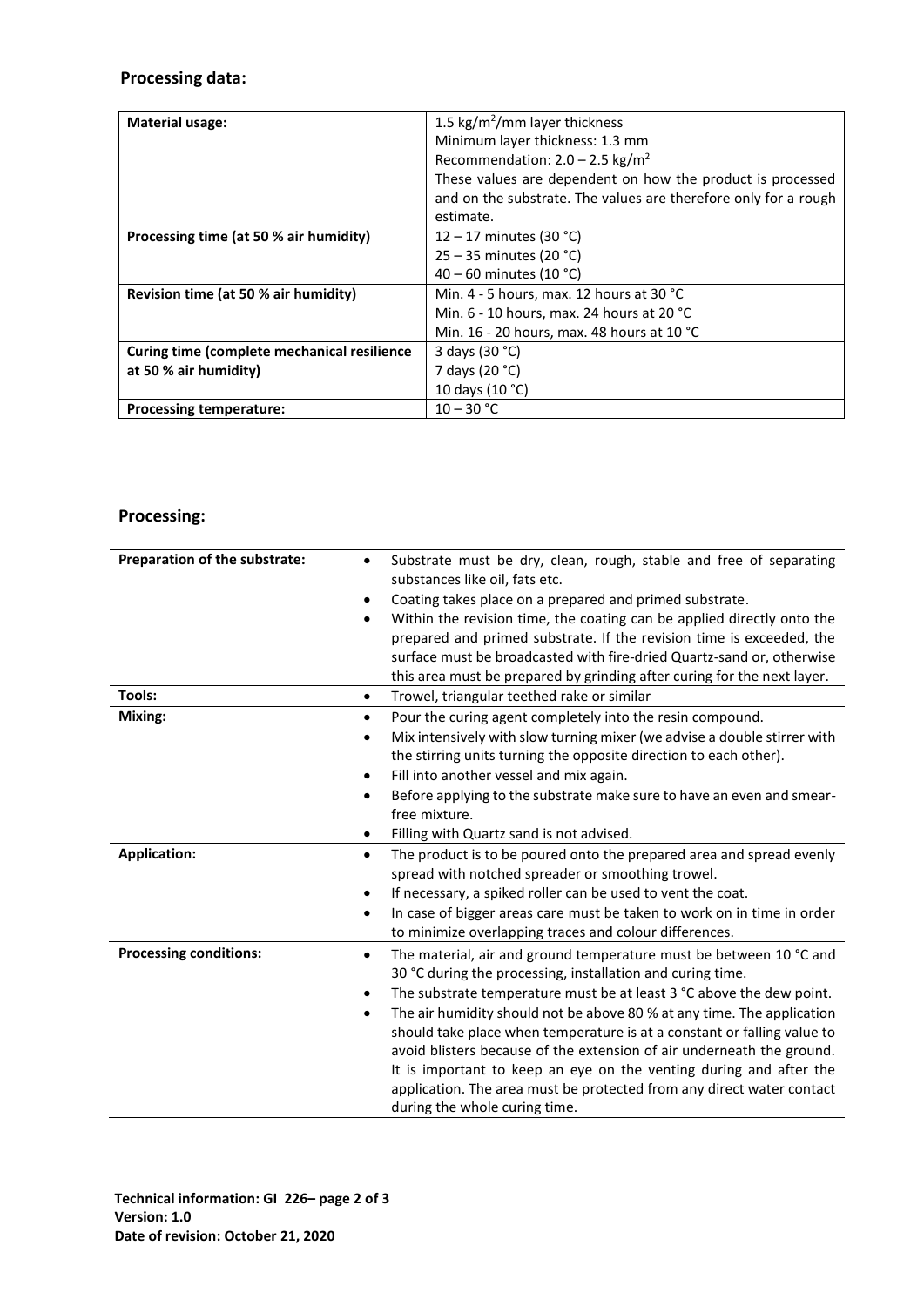## Processing data:

| Material usage: | 1.5 kg/m$^2$/mm layer thickness<br>Minimum layer thickness: 1.3 mm<br>Recommendation: 2.0 – 2.5 kg/m$^2$<br>These values are dependent on how the product is processed and on the substrate. The values are therefore only for a rough estimate. |
|---|---|
| **Processing time (at 50 % air humidity)** | 12 – 17 minutes (30 °C)<br>25 – 35 minutes (20 °C)<br>40 – 60 minutes (10 °C) |
| **Revision time (at 50 % air humidity)** | Min. 4 - 5 hours, max. 12 hours at 30 °C<br>Min. 6 - 10 hours, max. 24 hours at 20 °C<br>Min. 16 - 20 hours, max. 48 hours at 10 °C |
| **Curing time (complete mechanical resilience at 50 % air humidity)** | 3 days (30 °C)<br>7 days (20 °C)<br>10 days (10 °C) |
| **Processing temperature:** | 10 – 30 °C |

## Processing:

| Preparation of the substrate: | • Substrate must be dry, clean, rough, stable and free of separating substances like oil, fats etc.<br>• Coating takes place on a prepared and primed substrate.<br>• Within the revision time, the coating can be applied directly onto the prepared and primed substrate. If the revision time is exceeded, the surface must be broadcasted with fire-dried Quartz-sand or, otherwise this area must be prepared by grinding after curing for the next layer. |
|---|---|
| **Tools:** | • Trowel, triangular teethed rake or similar |
| **Mixing:** | • Pour the curing agent completely into the resin compound.<br>• Mix intensively with slow turning mixer (we advise a double stirrer with the stirring units turning the opposite direction to each other).<br>• Fill into another vessel and mix again.<br>• Before applying to the substrate make sure to have an even and smear-free mixture.<br>• Filling with Quartz sand is not advised. |
| **Application:** | • The product is to be poured onto the prepared area and spread evenly spread with notched spreader or smoothing trowel.<br>• If necessary, a spiked roller can be used to vent the coat.<br>• In case of bigger areas care must be taken to work on in time in order to minimize overlapping traces and colour differences. |
| **Processing conditions:** | • The material, air and ground temperature must be between 10 °C and 30 °C during the processing, installation and curing time.<br>• The substrate temperature must be at least 3 °C above the dew point.<br>• The air humidity should not be above 80 % at any time. The application should take place when temperature is at a constant or falling value to avoid blisters because of the extension of air underneath the ground. It is important to keep an eye on the venting during and after the application. The area must be protected from any direct water contact during the whole curing time. |

**Technical information: GI 226– page 2 of 3**
**Version: 1.0**
**Date of revision: October 21, 2020**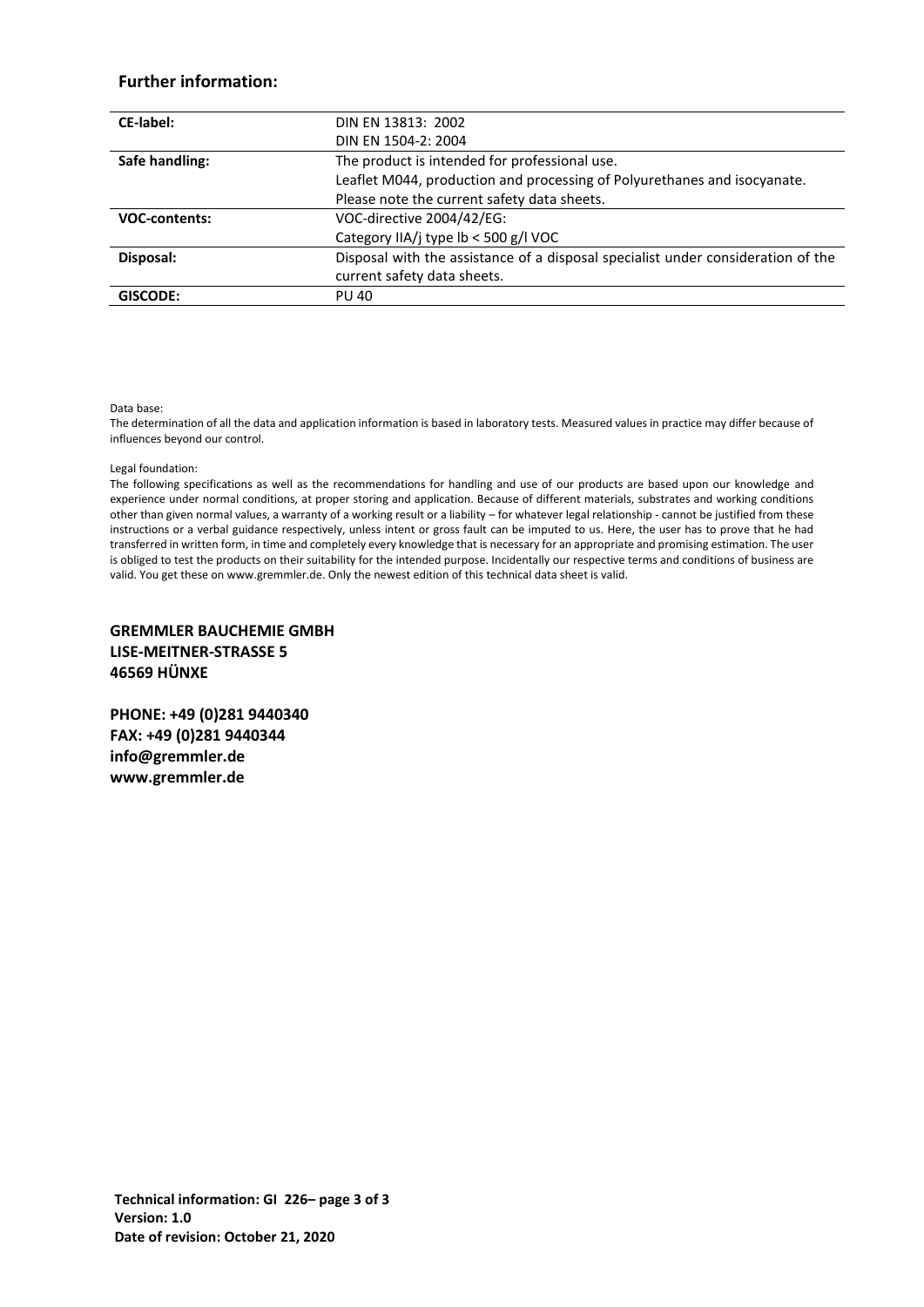## Further information:

| | |
|---|---|
| **CE-label:** | DIN EN 13813: 2002<br>DIN EN 1504-2: 2004 |
| **Safe handling:** | The product is intended for professional use.<br>Leaflet M044, production and processing of Polyurethanes and isocyanate.<br>Please note the current safety data sheets. |
| **VOC-contents:** | VOC-directive 2004/42/EG:<br>Category IIA/j type lb < 500 g/l VOC |
| **Disposal:** | Disposal with the assistance of a disposal specialist under consideration of the current safety data sheets. |
| **GISCODE:** | PU 40 |

Data base:

The determination of all the data and application information is based in laboratory tests. Measured values in practice may differ because of influences beyond our control.

Legal foundation:

The following specifications as well as the recommendations for handling and use of our products are based upon our knowledge and experience under normal conditions, at proper storing and application. Because of different materials, substrates and working conditions other than given normal values, a warranty of a working result or a liability – for whatever legal relationship - cannot be justified from these instructions or a verbal guidance respectively, unless intent or gross fault can be imputed to us. Here, the user has to prove that he had transferred in written form, in time and completely every knowledge that is necessary for an appropriate and promising estimation. The user is obliged to test the products on their suitability for the intended purpose. Incidentally our respective terms and conditions of business are valid. You get these on www.gremmler.de. Only the newest edition of this technical data sheet is valid.

**GREMMLER BAUCHEMIE GMBH**
**LISE-MEITNER-STRASSE 5**
**46569 HÜNXE**

**PHONE: +49 (0)281 9440340**
**FAX: +49 (0)281 9440344**
**info@gremmler.de**
**www.gremmler.de**

**Technical information: GI 226– page 3 of 3**
**Version: 1.0**
**Date of revision: October 21, 2020**